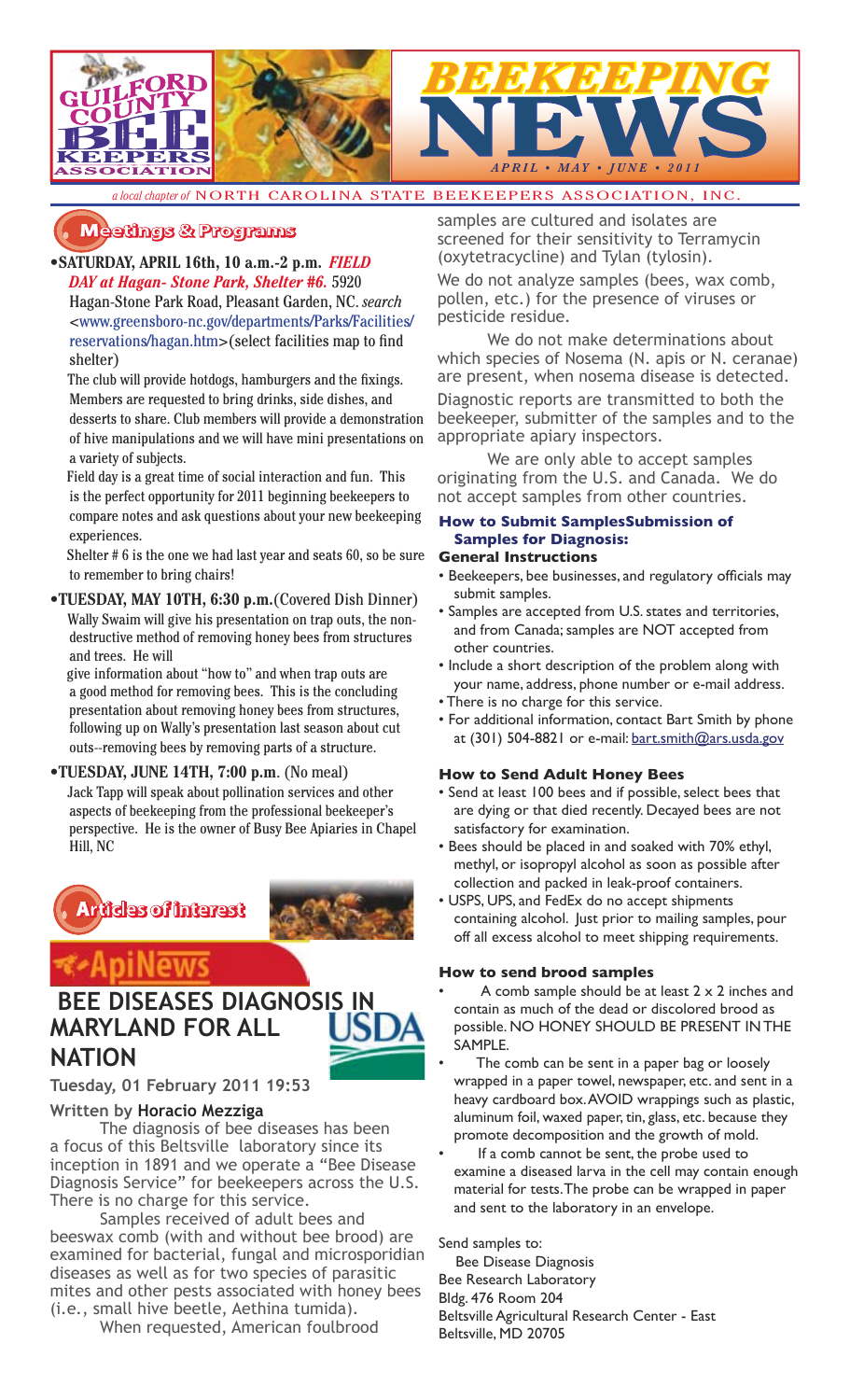# BEEKEEPING NEWS

GUILFORD COUNTY BEE KEEPERS ASSOCIATION

*APRIL • MAY • JUNE • 2011*

*a local chapter of* NORTH CAROLINA STATE BEEKEEPERS ASSOCIATION, INC.

## Meetings & Programs

- **SATURDAY, APRIL 16th, 10 a.m.-2 p.m.** ***FIELD DAY at Hagan- Stone Park, Shelter #6.*** 5920 Hagan-Stone Park Road, Pleasant Garden, NC. *search* <www.greensboro-nc.gov/departments/Parks/Facilities/reservations/hagan.htm>(select facilities map to find shelter)

  The club will provide hotdogs, hamburgers and the fixings. Members are requested to bring drinks, side dishes, and desserts to share. Club members will provide a demonstration of hive manipulations and we will have mini presentations on a variety of subjects.

  Field day is a great time of social interaction and fun. This is the perfect opportunity for 2011 beginning beekeepers to compare notes and ask questions about your new beekeeping experiences.

  Shelter # 6 is the one we had last year and seats 60, so be sure to remember to bring chairs!

- **TUESDAY, MAY 10TH, 6:30 p.m.**(Covered Dish Dinner) Wally Swaim will give his presentation on trap outs, the non-destructive method of removing honey bees from structures and trees. He will

  give information about "how to" and when trap outs are a good method for removing bees. This is the concluding presentation about removing honey bees from structures, following up on Wally's presentation last season about cut outs--removing bees by removing parts of a structure.

- **TUESDAY, JUNE 14TH, 7:00 p.m**. (No meal)
  Jack Tapp will speak about pollination services and other aspects of beekeeping from the professional beekeeper's perspective. He is the owner of Busy Bee Apiaries in Chapel Hill, NC

## Articles of Interest

ApiNews

### BEE DISEASES DIAGNOSIS IN MARYLAND FOR ALL NATION

USDA

Tuesday, 01 February 2011 19:53

Written by **Horacio Mezziga**

The diagnosis of bee diseases has been a focus of this Beltsville laboratory since its inception in 1891 and we operate a "Bee Disease Diagnosis Service" for beekeepers across the U.S. There is no charge for this service.

Samples received of adult bees and beeswax comb (with and without bee brood) are examined for bacterial, fungal and microsporidian diseases as well as for two species of parasitic mites and other pests associated with honey bees (i.e., small hive beetle, Aethina tumida).

When requested, American foulbrood samples are cultured and isolates are screened for their sensitivity to Terramycin (oxytetracycline) and Tylan (tylosin).

We do not analyze samples (bees, wax comb, pollen, etc.) for the presence of viruses or pesticide residue.

We do not make determinations about which species of Nosema (N. apis or N. ceranae) are present, when nosema disease is detected.

Diagnostic reports are transmitted to both the beekeeper, submitter of the samples and to the appropriate apiary inspectors.

We are only able to accept samples originating from the U.S. and Canada. We do not accept samples from other countries.

#### How to Submit SamplesSubmission of Samples for Diagnosis:

**General Instructions**

- Beekeepers, bee businesses, and regulatory officials may submit samples.
- Samples are accepted from U.S. states and territories, and from Canada; samples are NOT accepted from other countries.
- Include a short description of the problem along with your name, address, phone number or e-mail address.
- There is no charge for this service.
- For additional information, contact Bart Smith by phone at (301) 504-8821 or e-mail: bart.smith@ars.usda.gov

#### How to Send Adult Honey Bees

- Send at least 100 bees and if possible, select bees that are dying or that died recently. Decayed bees are not satisfactory for examination.
- Bees should be placed in and soaked with 70% ethyl, methyl, or isopropyl alcohol as soon as possible after collection and packed in leak-proof containers.
- USPS, UPS, and FedEx do no accept shipments containing alcohol. Just prior to mailing samples, pour off all excess alcohol to meet shipping requirements.

#### How to send brood samples

- A comb sample should be at least 2 x 2 inches and contain as much of the dead or discolored brood as possible. NO HONEY SHOULD BE PRESENT IN THE SAMPLE.
- The comb can be sent in a paper bag or loosely wrapped in a paper towel, newspaper, etc. and sent in a heavy cardboard box. AVOID wrappings such as plastic, aluminum foil, waxed paper, tin, glass, etc. because they promote decomposition and the growth of mold.
- If a comb cannot be sent, the probe used to examine a diseased larva in the cell may contain enough material for tests. The probe can be wrapped in paper and sent to the laboratory in an envelope.

Send samples to:

Bee Disease Diagnosis
Bee Research Laboratory
Bldg. 476 Room 204
Beltsville Agricultural Research Center - East
Beltsville, MD 20705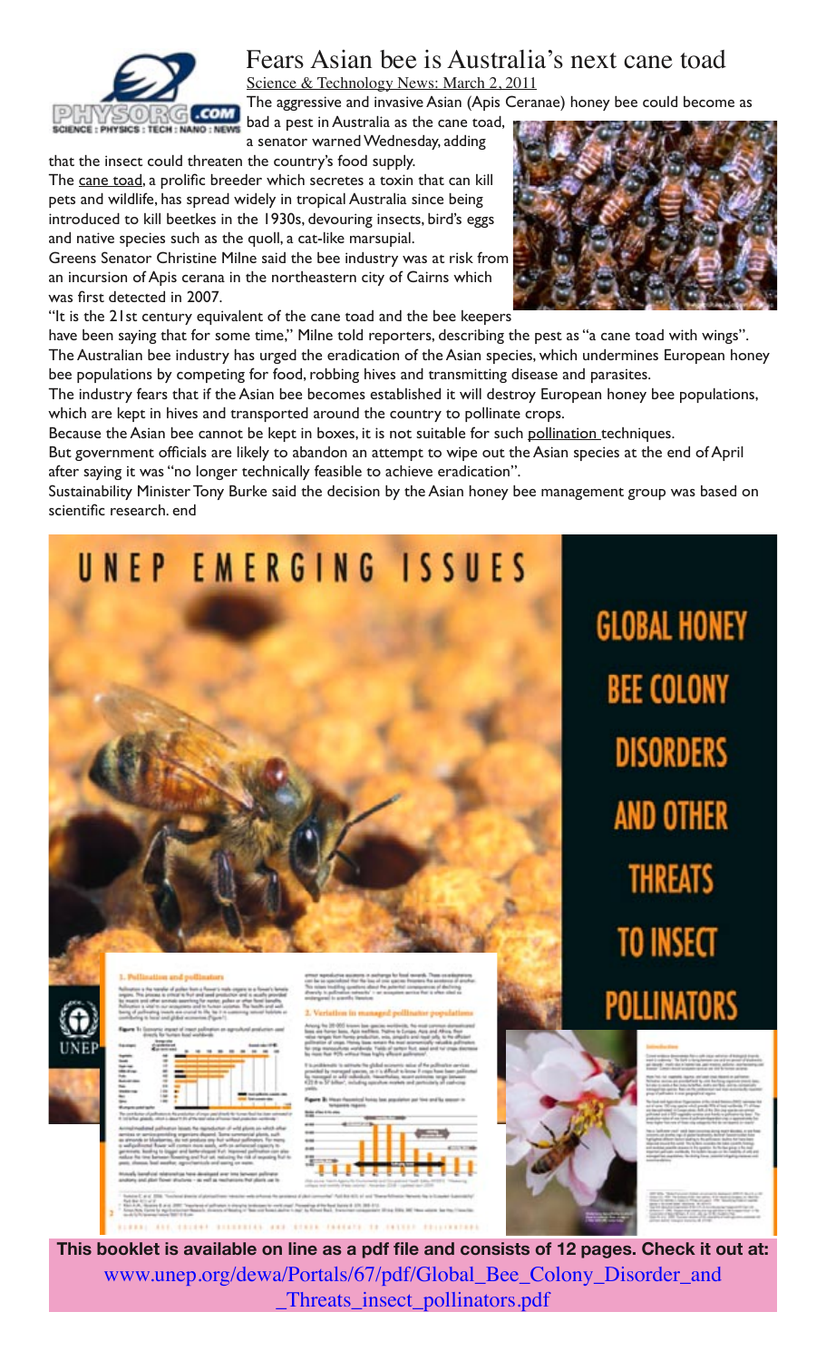# Fears Asian bee is Australia's next cane toad

Science & Technology News: March 2, 2011

The aggressive and invasive Asian (Apis Ceranae) honey bee could become as bad a pest in Australia as the cane toad, a senator warned Wednesday, adding that the insect could threaten the country's food supply.

The cane toad, a prolific breeder which secretes a toxin that can kill pets and wildlife, has spread widely in tropical Australia since being introduced to kill beetkes in the 1930s, devouring insects, bird's eggs and native species such as the quoll, a cat-like marsupial.

Greens Senator Christine Milne said the bee industry was at risk from an incursion of Apis cerana in the northeastern city of Cairns which was first detected in 2007.

"It is the 21st century equivalent of the cane toad and the bee keepers have been saying that for some time," Milne told reporters, describing the pest as "a cane toad with wings".

The Australian bee industry has urged the eradication of the Asian species, which undermines European honey bee populations by competing for food, robbing hives and transmitting disease and parasites.

The industry fears that if the Asian bee becomes established it will destroy European honey bee populations, which are kept in hives and transported around the country to pollinate crops.

Because the Asian bee cannot be kept in boxes, it is not suitable for such pollination techniques.

But government officials are likely to abandon an attempt to wipe out the Asian species at the end of April after saying it was "no longer technically feasible to achieve eradication".

Sustainability Minister Tony Burke said the decision by the Asian honey bee management group was based on scientific research. end

# UNEP EMERGING ISSUES

## GLOBAL HONEY BEE COLONY DISORDERS AND OTHER THREATS TO INSECT POLLINATORS

**This booklet is available on line as a pdf file and consists of 12 pages. Check it out at:**

www.unep.org/dewa/Portals/67/pdf/Global_Bee_Colony_Disorder_and_Threats_insect_pollinators.pdf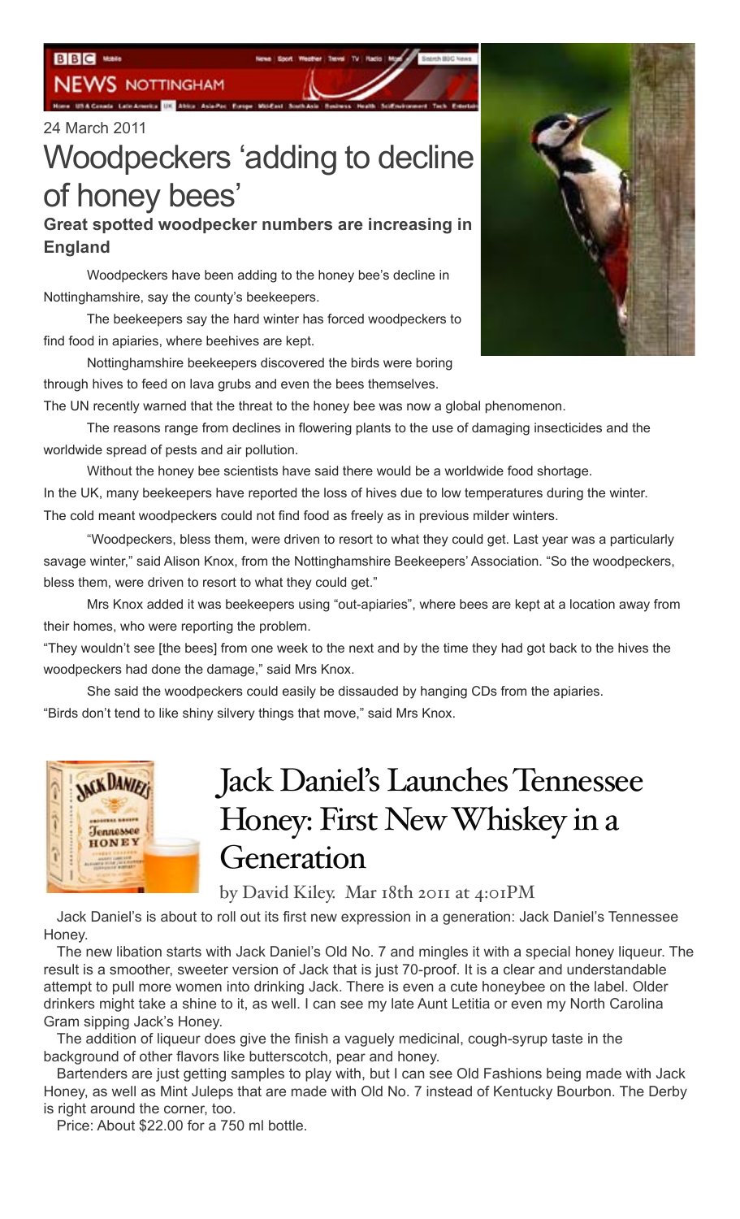BBC NEWS NOTTINGHAM

24 March 2011

# Woodpeckers 'adding to decline of honey bees'

**Great spotted woodpecker numbers are increasing in England**

Woodpeckers have been adding to the honey bee's decline in Nottinghamshire, say the county's beekeepers.

The beekeepers say the hard winter has forced woodpeckers to find food in apiaries, where beehives are kept.

Nottinghamshire beekeepers discovered the birds were boring through hives to feed on lava grubs and even the bees themselves.

The UN recently warned that the threat to the honey bee was now a global phenomenon.

The reasons range from declines in flowering plants to the use of damaging insecticides and the worldwide spread of pests and air pollution.

Without the honey bee scientists have said there would be a worldwide food shortage.

In the UK, many beekeepers have reported the loss of hives due to low temperatures during the winter.

The cold meant woodpeckers could not find food as freely as in previous milder winters.

"Woodpeckers, bless them, were driven to resort to what they could get. Last year was a particularly savage winter," said Alison Knox, from the Nottinghamshire Beekeepers' Association. "So the woodpeckers, bless them, were driven to resort to what they could get."

Mrs Knox added it was beekeepers using "out-apiaries", where bees are kept at a location away from their homes, who were reporting the problem.

"They wouldn't see [the bees] from one week to the next and by the time they had got back to the hives the woodpeckers had done the damage," said Mrs Knox.

She said the woodpeckers could easily be dissauded by hanging CDs from the apiaries.

"Birds don't tend to like shiny silvery things that move," said Mrs Knox.

# Jack Daniel's Launches Tennessee Honey: First New Whiskey in a Generation

by David Kiley. Mar 18th 2011 at 4:01PM

Jack Daniel's is about to roll out its first new expression in a generation: Jack Daniel's Tennessee Honey.

The new libation starts with Jack Daniel's Old No. 7 and mingles it with a special honey liqueur. The result is a smoother, sweeter version of Jack that is just 70-proof. It is a clear and understandable attempt to pull more women into drinking Jack. There is even a cute honeybee on the label. Older drinkers might take a shine to it, as well. I can see my late Aunt Letitia or even my North Carolina Gram sipping Jack's Honey.

The addition of liqueur does give the finish a vaguely medicinal, cough-syrup taste in the background of other flavors like butterscotch, pear and honey.

Bartenders are just getting samples to play with, but I can see Old Fashions being made with Jack Honey, as well as Mint Juleps that are made with Old No. 7 instead of Kentucky Bourbon. The Derby is right around the corner, too.

Price: About $22.00 for a 750 ml bottle.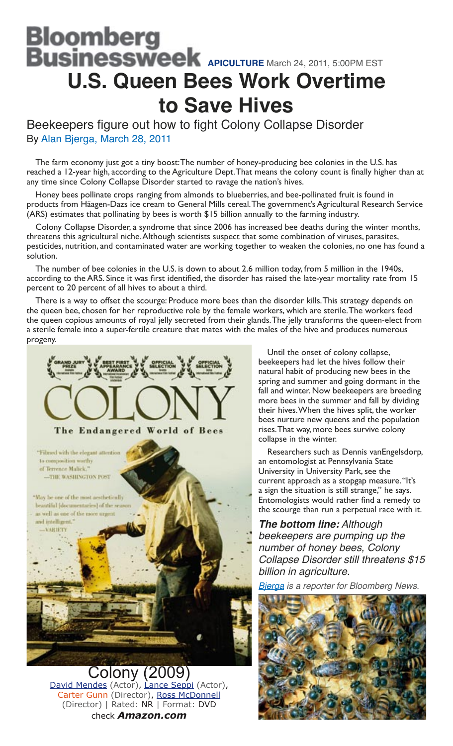# Bloomberg Businessweek

**APICULTURE** March 24, 2011, 5:00PM EST

# U.S. Queen Bees Work Overtime to Save Hives

## Beekeepers figure out how to fight Colony Collapse Disorder

By Alan Bjerga, March 28, 2011

The farm economy just got a tiny boost: The number of honey-producing bee colonies in the U.S. has reached a 12-year high, according to the Agriculture Dept. That means the colony count is finally higher than at any time since Colony Collapse Disorder started to ravage the nation's hives.

Honey bees pollinate crops ranging from almonds to blueberries, and bee-pollinated fruit is found in products from Häagen-Dazs ice cream to General Mills cereal. The government's Agricultural Research Service (ARS) estimates that pollinating by bees is worth $15 billion annually to the farming industry.

Colony Collapse Disorder, a syndrome that since 2006 has increased bee deaths during the winter months, threatens this agricultural niche. Although scientists suspect that some combination of viruses, parasites, pesticides, nutrition, and contaminated water are working together to weaken the colonies, no one has found a solution.

The number of bee colonies in the U.S. is down to about 2.6 million today, from 5 million in the 1940s, according to the ARS. Since it was first identified, the disorder has raised the late-year mortality rate from 15 percent to 20 percent of all hives to about a third.

There is a way to offset the scourge: Produce more bees than the disorder kills. This strategy depends on the queen bee, chosen for her reproductive role by the female workers, which are sterile. The workers feed the queen copious amounts of royal jelly secreted from their glands. The jelly transforms the queen-elect from a sterile female into a super-fertile creature that mates with the males of the hive and produces numerous progeny.

Until the onset of colony collapse, beekeepers had let the hives follow their natural habit of producing new bees in the spring and summer and going dormant in the fall and winter. Now beekeepers are breeding more bees in the summer and fall by dividing their hives. When the hives split, the worker bees nurture new queens and the population rises. That way, more bees survive colony collapse in the winter.

Researchers such as Dennis vanEngelsdorp, an entomologist at Pennsylvania State University in University Park, see the current approach as a stopgap measure. "It's a sign the situation is still strange," he says. Entomologists would rather find a remedy to the scourge than run a perpetual race with it.

***The bottom line:*** *Although beekeepers are pumping up the number of honey bees, Colony Collapse Disorder still threatens $15 billion in agriculture.*

*Bjerga is a reporter for Bloomberg News.*

Colony (2009)

David Mendes (Actor), Lance Seppi (Actor), Carter Gunn (Director), Ross McDonnell (Director) | Rated: NR | Format: DVD

check ***Amazon.com***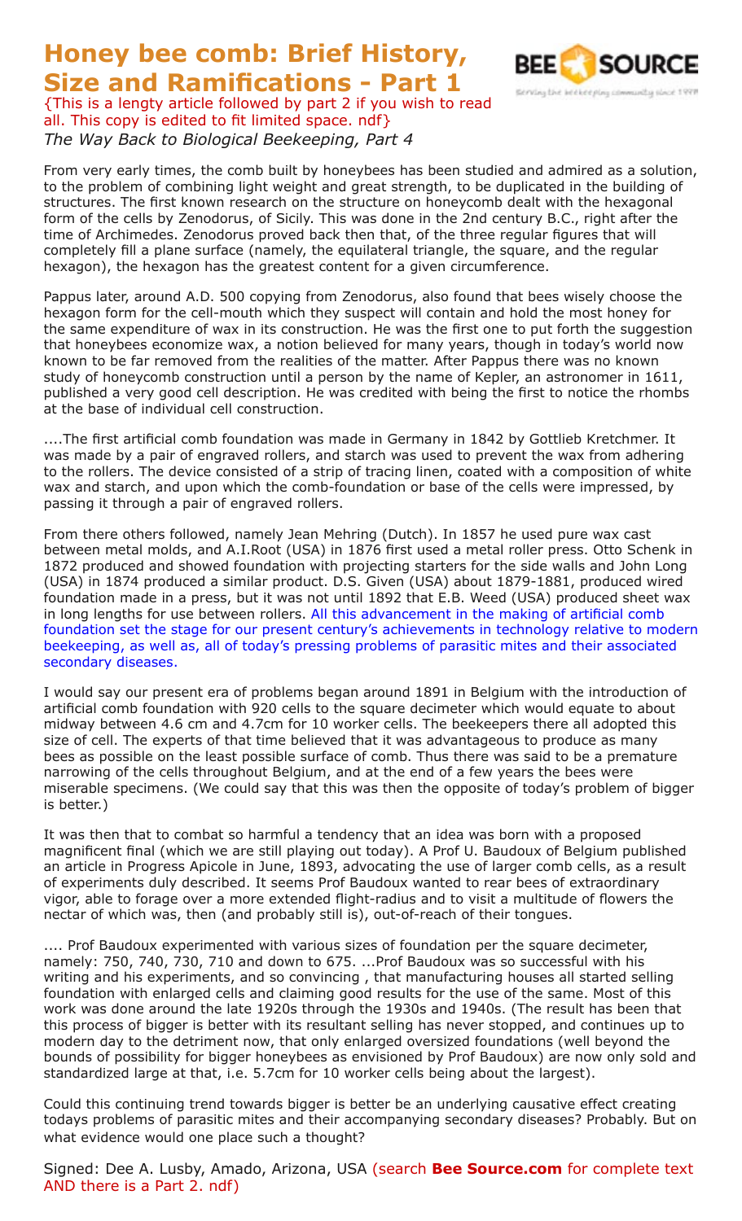# Honey bee comb: Brief History, Size and Ramifications - Part 1

{This is a lengty article followed by part 2 if you wish to read all. This copy is edited to fit limited space. ndf}

*The Way Back to Biological Beekeeping, Part 4*

From very early times, the comb built by honeybees has been studied and admired as a solution, to the problem of combining light weight and great strength, to be duplicated in the building of structures. The first known research on the structure on honeycomb dealt with the hexagonal form of the cells by Zenodorus, of Sicily. This was done in the 2nd century B.C., right after the time of Archimedes. Zenodorus proved back then that, of the three regular figures that will completely fill a plane surface (namely, the equilateral triangle, the square, and the regular hexagon), the hexagon has the greatest content for a given circumference.

Pappus later, around A.D. 500 copying from Zenodorus, also found that bees wisely choose the hexagon form for the cell-mouth which they suspect will contain and hold the most honey for the same expenditure of wax in its construction. He was the first one to put forth the suggestion that honeybees economize wax, a notion believed for many years, though in today's world now known to be far removed from the realities of the matter. After Pappus there was no known study of honeycomb construction until a person by the name of Kepler, an astronomer in 1611, published a very good cell description. He was credited with being the first to notice the rhombs at the base of individual cell construction.

....The first artificial comb foundation was made in Germany in 1842 by Gottlieb Kretchmer. It was made by a pair of engraved rollers, and starch was used to prevent the wax from adhering to the rollers. The device consisted of a strip of tracing linen, coated with a composition of white wax and starch, and upon which the comb-foundation or base of the cells were impressed, by passing it through a pair of engraved rollers.

From there others followed, namely Jean Mehring (Dutch). In 1857 he used pure wax cast between metal molds, and A.I.Root (USA) in 1876 first used a metal roller press. Otto Schenk in 1872 produced and showed foundation with projecting starters for the side walls and John Long (USA) in 1874 produced a similar product. D.S. Given (USA) about 1879-1881, produced wired foundation made in a press, but it was not until 1892 that E.B. Weed (USA) produced sheet wax in long lengths for use between rollers. All this advancement in the making of artificial comb foundation set the stage for our present century's achievements in technology relative to modern beekeeping, as well as, all of today's pressing problems of parasitic mites and their associated secondary diseases.

I would say our present era of problems began around 1891 in Belgium with the introduction of artificial comb foundation with 920 cells to the square decimeter which would equate to about midway between 4.6 cm and 4.7cm for 10 worker cells. The beekeepers there all adopted this size of cell. The experts of that time believed that it was advantageous to produce as many bees as possible on the least possible surface of comb. Thus there was said to be a premature narrowing of the cells throughout Belgium, and at the end of a few years the bees were miserable specimens. (We could say that this was then the opposite of today's problem of bigger is better.)

It was then that to combat so harmful a tendency that an idea was born with a proposed magnificent final (which we are still playing out today). A Prof U. Baudoux of Belgium published an article in Progress Apicole in June, 1893, advocating the use of larger comb cells, as a result of experiments duly described. It seems Prof Baudoux wanted to rear bees of extraordinary vigor, able to forage over a more extended flight-radius and to visit a multitude of flowers the nectar of which was, then (and probably still is), out-of-reach of their tongues.

.... Prof Baudoux experimented with various sizes of foundation per the square decimeter, namely: 750, 740, 730, 710 and down to 675. ...Prof Baudoux was so successful with his writing and his experiments, and so convincing , that manufacturing houses all started selling foundation with enlarged cells and claiming good results for the use of the same. Most of this work was done around the late 1920s through the 1930s and 1940s. (The result has been that this process of bigger is better with its resultant selling has never stopped, and continues up to modern day to the detriment now, that only enlarged oversized foundations (well beyond the bounds of possibility for bigger honeybees as envisioned by Prof Baudoux) are now only sold and standardized large at that, i.e. 5.7cm for 10 worker cells being about the largest).

Could this continuing trend towards bigger is better be an underlying causative effect creating todays problems of parasitic mites and their accompanying secondary diseases? Probably. But on what evidence would one place such a thought?

Signed: Dee A. Lusby, Amado, Arizona, USA (search **Bee Source.com** for complete text AND there is a Part 2. ndf)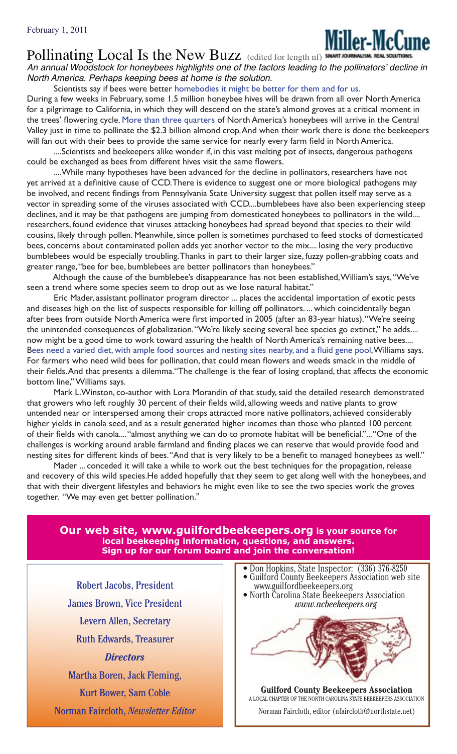February 1, 2011

Miller-McCune
SMART JOURNALISM. REAL SOLUTIONS.

# Pollinating Local Is the New Buzz (edited for length nf)

*An annual Woodstock for honeybees highlights one of the factors leading to the pollinators' decline in North America. Perhaps keeping bees at home is the solution.*

Scientists say if bees were better homebodies it might be better for them and for us.

During a few weeks in February, some 1.5 million honeybee hives will be drawn from all over North America for a pilgrimage to California, in which they will descend on the state's almond groves at a critical moment in the trees' flowering cycle. More than three quarters of North America's honeybees will arrive in the Central Valley just in time to pollinate the $2.3 billion almond crop. And when their work there is done the beekeepers will fan out with their bees to provide the same service for nearly every farm field in North America.

....Scientists and beekeepers alike wonder if, in this vast melting pot of insects, dangerous pathogens could be exchanged as bees from different hives visit the same flowers.

....While many hypotheses have been advanced for the decline in pollinators, researchers have not yet arrived at a definitive cause of CCD. There is evidence to suggest one or more biological pathogens may be involved, and recent findings from Pennsylvania State University suggest that pollen itself may serve as a vector in spreading some of the viruses associated with CCD....bumblebees have also been experiencing steep declines, and it may be that pathogens are jumping from domesticated honeybees to pollinators in the wild.... researchers, found evidence that viruses attacking honeybees had spread beyond that species to their wild cousins, likely through pollen. Meanwhile, since pollen is sometimes purchased to feed stocks of domesticated bees, concerns about contaminated pollen adds yet another vector to the mix.... losing the very productive bumblebees would be especially troubling. Thanks in part to their larger size, fuzzy pollen-grabbing coats and greater range, "bee for bee, bumblebees are better pollinators than honeybees."

Although the cause of the bumblebee's disappearance has not been established, William's says, "We've seen a trend where some species seem to drop out as we lose natural habitat."

Eric Mader, assistant pollinator program director ... places the accidental importation of exotic pests and diseases high on the list of suspects responsible for killing off pollinators. ... which coincidentally began after bees from outside North America were first imported in 2005 (after an 83-year hiatus). "We're seeing the unintended consequences of globalization. "We're likely seeing several bee species go extinct," he adds.... now might be a good time to work toward assuring the health of North America's remaining native bees.... Bees need a varied diet, with ample food sources and nesting sites nearby, and a fluid gene pool, Williams says. For farmers who need wild bees for pollination, that could mean flowers and weeds smack in the middle of their fields. And that presents a dilemma. "The challenge is the fear of losing cropland, that affects the economic bottom line," Williams says.

Mark L. Winston, co-author with Lora Morandin of that study, said the detailed research demonstrated that growers who left roughly 30 percent of their fields wild, allowing weeds and native plants to grow untended near or interspersed among their crops attracted more native pollinators, achieved considerably higher yields in canola seed, and as a result generated higher incomes than those who planted 100 percent of their fields with canola.... "almost anything we can do to promote habitat will be beneficial."... "One of the challenges is working around arable farmland and finding places we can reserve that would provide food and nesting sites for different kinds of bees. "And that is very likely to be a benefit to managed honeybees as well."

Mader ... conceded it will take a while to work out the best techniques for the propagation, release and recovery of this wild species. He added hopefully that they seem to get along well with the honeybees, and that with their divergent lifestyles and behaviors he might even like to see the two species work the groves together. "We may even get better pollination."

**Our web site, www.guilfordbeekeepers.org is your source for local beekeeping information, questions, and answers. Sign up for our forum board and join the conversation!**

Robert Jacobs, President

James Brown, Vice President

Levern Allen, Secretary

Ruth Edwards, Treasurer

***Directors***

Martha Boren, Jack Fleming,

Kurt Bower, Sam Coble

Norman Faircloth, *Newsletter Editor*

- Don Hopkins, State Inspector: (336) 376-8250
- Guilford County Beekeepers Association web site www.guilfordbeekeepers.org
- North Carolina State Beekeepers Association *www.ncbeekeepers.org*

**Guilford County Beekeepers Association**
A LOCAL CHAPTER OF THE NORTH CAROLINA STATE BEEKEEPERS ASSOCIATION

Norman Faircloth, editor (nfaircloth@northstate.net)